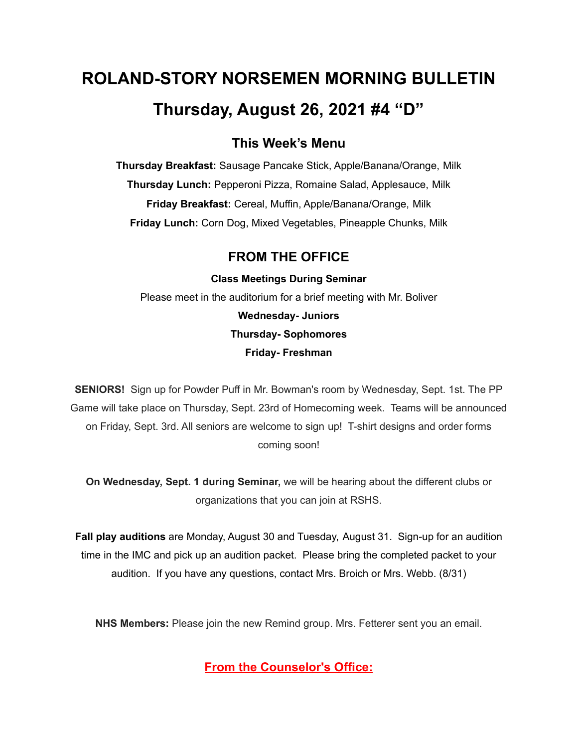# ROLAND-STORY NORSEMEN MORNING BULLETIN

# Thursday, August 26, 2021 #4 "D"

## This Week's Menu

**Thursday Breakfast:** Sausage Pancake Stick, Apple/Banana/Orange, Milk

**Thursday Lunch:** Pepperoni Pizza, Romaine Salad, Applesauce, Milk

**Friday Breakfast:** Cereal, Muffin, Apple/Banana/Orange, Milk

**Friday Lunch:** Corn Dog, Mixed Vegetables, Pineapple Chunks, Milk

## FROM THE OFFICE

**Class Meetings During Seminar**

Please meet in the auditorium for a brief meeting with Mr. Boliver

**Wednesday- Juniors**

**Thursday- Sophomores**

**Friday- Freshman**

**SENIORS!** Sign up for Powder Puff in Mr. Bowman's room by Wednesday, Sept. 1st. The PP Game will take place on Thursday, Sept. 23rd of Homecoming week. Teams will be announced on Friday, Sept. 3rd. All seniors are welcome to sign up! T-shirt designs and order forms coming soon!

**On Wednesday, Sept. 1 during Seminar,** we will be hearing about the different clubs or organizations that you can join at RSHS.

**Fall play auditions** are Monday, August 30 and Tuesday, August 31. Sign-up for an audition time in the IMC and pick up an audition packet. Please bring the completed packet to your audition. If you have any questions, contact Mrs. Broich or Mrs. Webb. (8/31)

**NHS Members:** Please join the new Remind group. Mrs. Fetterer sent you an email.

## From the Counselor's Office: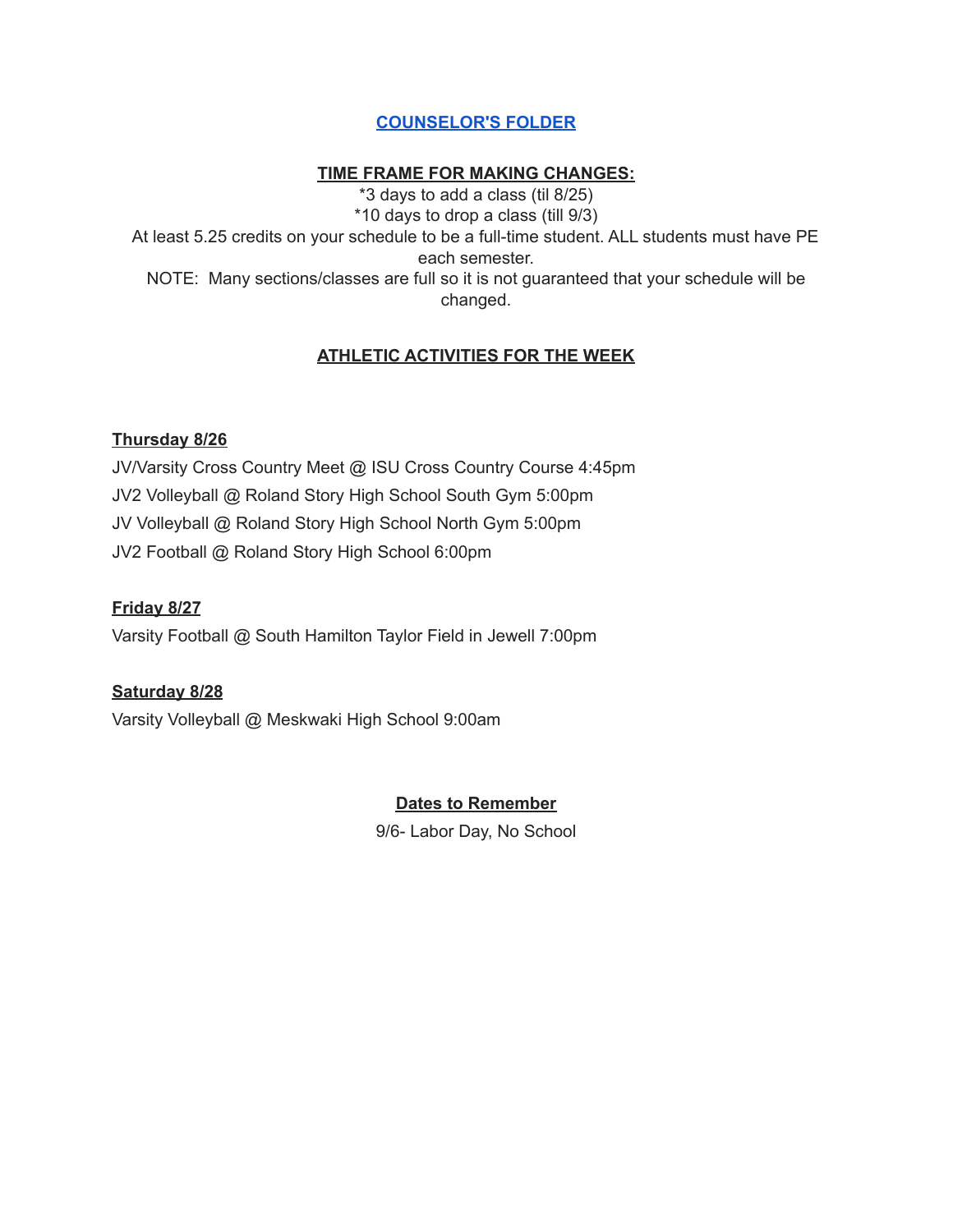## [COUNSELOR'S FOLDER]

### TIME FRAME FOR MAKING CHANGES:

*3 days to add a class (til 8/25)
*10 days to drop a class (till 9/3)
At least 5.25 credits on your schedule to be a full-time student. ALL students must have PE each semester.
NOTE: Many sections/classes are full so it is not guaranteed that your schedule will be changed.

### ATHLETIC ACTIVITIES FOR THE WEEK

**Thursday 8/26**

JV/Varsity Cross Country Meet @ ISU Cross Country Course 4:45pm
JV2 Volleyball @ Roland Story High School South Gym 5:00pm
JV Volleyball @ Roland Story High School North Gym 5:00pm
JV2 Football @ Roland Story High School 6:00pm

**Friday 8/27**

Varsity Football @ South Hamilton Taylor Field in Jewell 7:00pm

**Saturday 8/28**

Varsity Volleyball @ Meskwaki High School 9:00am

### Dates to Remember

9/6- Labor Day, No School